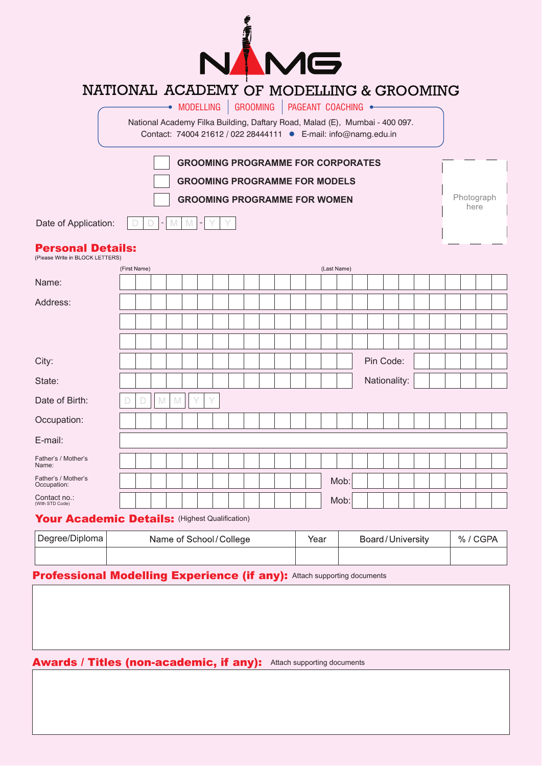# NAMG

## NATIONAL ACADEMY OF MODELLING & GROOMING

MODELLING | GROOMING | PAGEANT COACHING

National Academy Filka Building, Daftary Road, Malad (E), Mumbai - 400 097.
Contact: 74004 21612 / 022 28444111 • E-mail: info@namg.edu.in

☐ **GROOMING PROGRAMME FOR CORPORATES**

☐ **GROOMING PROGRAMME FOR MODELS**

☐ **GROOMING PROGRAMME FOR WOMEN**

Photograph here

Date of Application: D D - M M - Y Y

## Personal Details:

(Please Write in BLOCK LETTERS)

Name: (First Name) (Last Name)

Address:

City: Pin Code:

State: Nationality:

Date of Birth: D D M M Y Y

Occupation:

E-mail:

Father's / Mother's Name:

Father's / Mother's Occupation: Mob:

Contact no.: (With STD Code) Mob:

## Your Academic Details: (Highest Qualification)

| Degree/Diploma | Name of School / College | Year | Board / University | % / CGPA |
|---|---|---|---|---|
| | | | | |

## Professional Modelling Experience (if any): Attach supporting documents

## Awards / Titles (non-academic, if any): Attach supporting documents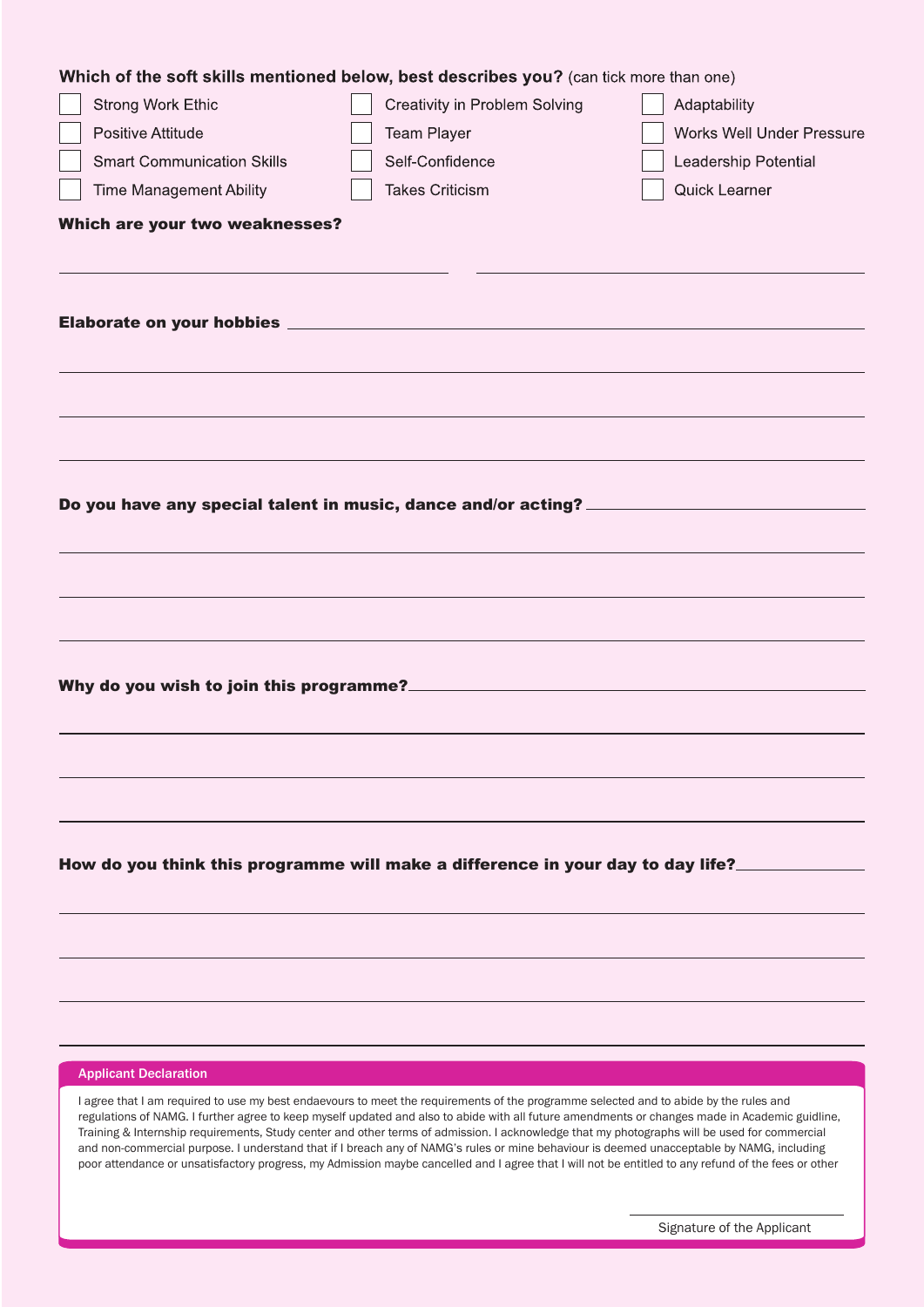**Which of the soft skills mentioned below, best describes you?** (can tick more than one)

- [ ] Strong Work Ethic
- [ ] Positive Attitude
- [ ] Smart Communication Skills
- [ ] Time Management Ability
- [ ] Creativity in Problem Solving
- [ ] Team Player
- [ ] Self-Confidence
- [ ] Takes Criticism
- [ ] Adaptability
- [ ] Works Well Under Pressure
- [ ] Leadership Potential
- [ ] Quick Learner

**Which are your two weaknesses?**

______________________ ______________________

**Elaborate on your hobbies** ______________________

______________________

______________________

______________________

**Do you have any special talent in music, dance and/or acting?** ______________________

______________________

______________________

______________________

**Why do you wish to join this programme?** ______________________

______________________

______________________

______________________

**How do you think this programme will make a difference in your day to day life?** ______________________

______________________

______________________

______________________

______________________

**Applicant Declaration**

I agree that I am required to use my best endaevours to meet the requirements of the programme selected and to abide by the rules and regulations of NAMG. I further agree to keep myself updated and also to abide with all future amendments or changes made in Academic guidline, Training & Internship requirements, Study center and other terms of admission. I acknowledge that my photographs will be used for commercial and non-commercial purpose. I understand that if I breach any of NAMG's rules or mine behaviour is deemed unacceptable by NAMG, including poor attendance or unsatisfactory progress, my Admission maybe cancelled and I agree that I will not be entitled to any refund of the fees or other

______________________

Signature of the Applicant